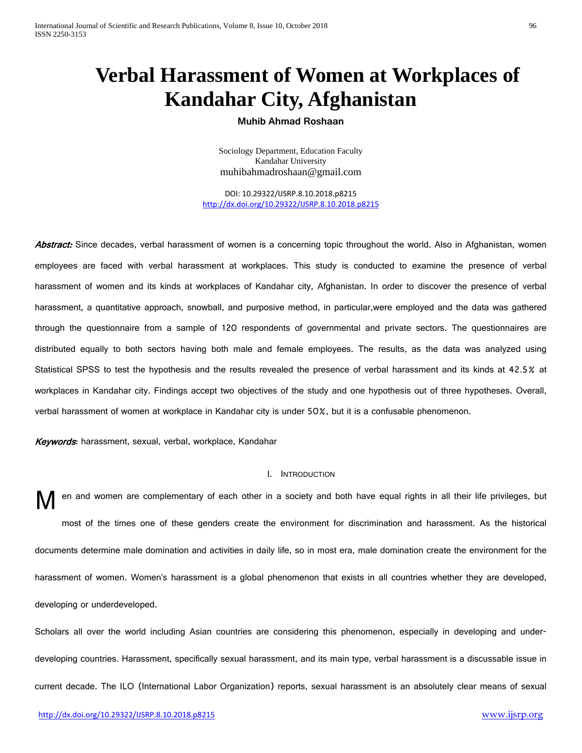# Verbal Harassment of Women at Workplaces of Kandahar City, Afghanistan

**Muhib Ahmad Roshaan**

Sociology Department, Education Faculty
Kandahar University
muhibahmadroshaan@gmail.com

DOI: 10.29322/IJSRP.8.10.2018.p8215
http://dx.doi.org/10.29322/IJSRP.8.10.2018.p8215

***Abstract:*** Since decades, verbal harassment of women is a concerning topic throughout the world. Also in Afghanistan, women employees are faced with verbal harassment at workplaces. This study is conducted to examine the presence of verbal harassment of women and its kinds at workplaces of Kandahar city, Afghanistan. In order to discover the presence of verbal harassment, a quantitative approach, snowball, and purposive method, in particular,were employed and the data was gathered through the questionnaire from a sample of 120 respondents of governmental and private sectors. The questionnaires are distributed equally to both sectors having both male and female employees. The results, as the data was analyzed using Statistical SPSS to test the hypothesis and the results revealed the presence of verbal harassment and its kinds at 42.5% at workplaces in Kandahar city. Findings accept two objectives of the study and one hypothesis out of three hypotheses. Overall, verbal harassment of women at workplace in Kandahar city is under 50%, but it is a confusable phenomenon.

***Keywords***: harassment, sexual, verbal, workplace, Kandahar

## I. Introduction

Men and women are complementary of each other in a society and both have equal rights in all their life privileges, but most of the times one of these genders create the environment for discrimination and harassment. As the historical documents determine male domination and activities in daily life, so in most era, male domination create the environment for the harassment of women. Women's harassment is a global phenomenon that exists in all countries whether they are developed, developing or underdeveloped.

Scholars all over the world including Asian countries are considering this phenomenon, especially in developing and under-developing countries. Harassment, specifically sexual harassment, and its main type, verbal harassment is a discussable issue in current decade. The ILO (International Labor Organization) reports, sexual harassment is an absolutely clear means of sexual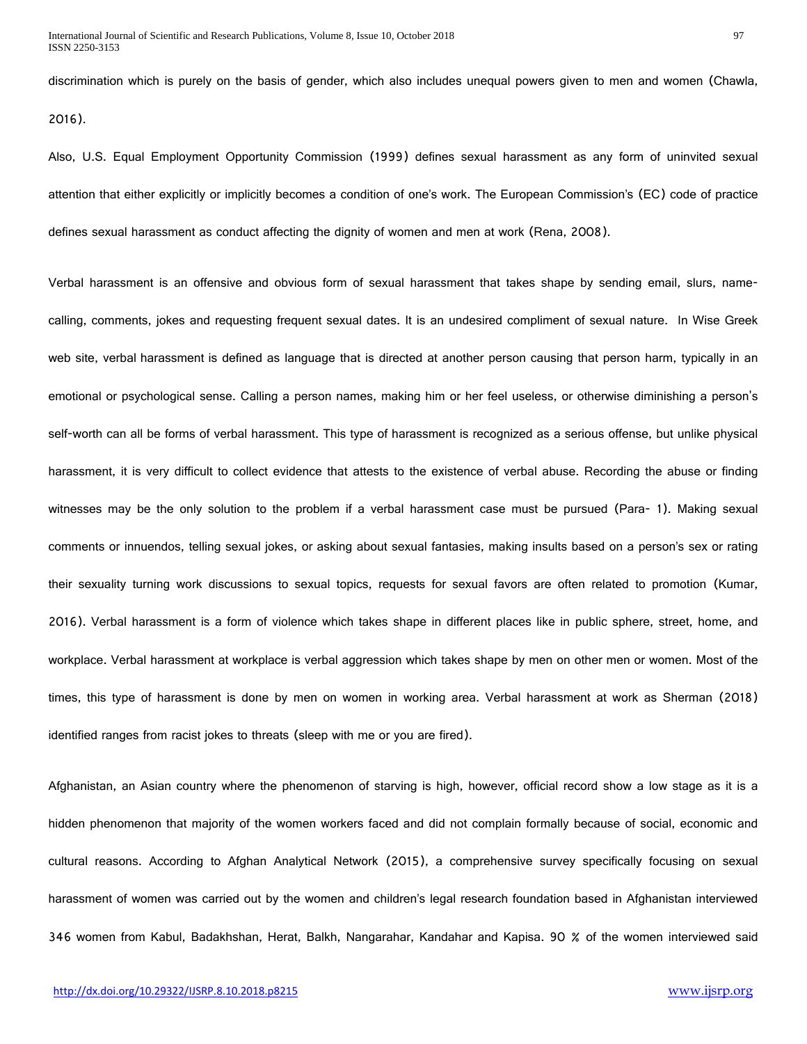discrimination which is purely on the basis of gender, which also includes unequal powers given to men and women (Chawla, 2016).

Also, U.S. Equal Employment Opportunity Commission (1999) defines sexual harassment as any form of uninvited sexual attention that either explicitly or implicitly becomes a condition of one's work. The European Commission's (EC) code of practice defines sexual harassment as conduct affecting the dignity of women and men at work (Rena, 2008).

Verbal harassment is an offensive and obvious form of sexual harassment that takes shape by sending email, slurs, name-calling, comments, jokes and requesting frequent sexual dates. It is an undesired compliment of sexual nature. In Wise Greek web site, verbal harassment is defined as language that is directed at another person causing that person harm, typically in an emotional or psychological sense. Calling a person names, making him or her feel useless, or otherwise diminishing a person's self-worth can all be forms of verbal harassment. This type of harassment is recognized as a serious offense, but unlike physical harassment, it is very difficult to collect evidence that attests to the existence of verbal abuse. Recording the abuse or finding witnesses may be the only solution to the problem if a verbal harassment case must be pursued (Para- 1). Making sexual comments or innuendos, telling sexual jokes, or asking about sexual fantasies, making insults based on a person's sex or rating their sexuality turning work discussions to sexual topics, requests for sexual favors are often related to promotion (Kumar, 2016). Verbal harassment is a form of violence which takes shape in different places like in public sphere, street, home, and workplace. Verbal harassment at workplace is verbal aggression which takes shape by men on other men or women. Most of the times, this type of harassment is done by men on women in working area. Verbal harassment at work as Sherman (2018) identified ranges from racist jokes to threats (sleep with me or you are fired).

Afghanistan, an Asian country where the phenomenon of starving is high, however, official record show a low stage as it is a hidden phenomenon that majority of the women workers faced and did not complain formally because of social, economic and cultural reasons. According to Afghan Analytical Network (2015), a comprehensive survey specifically focusing on sexual harassment of women was carried out by the women and children's legal research foundation based in Afghanistan interviewed 346 women from Kabul, Badakhshan, Herat, Balkh, Nangarahar, Kandahar and Kapisa. 90 % of the women interviewed said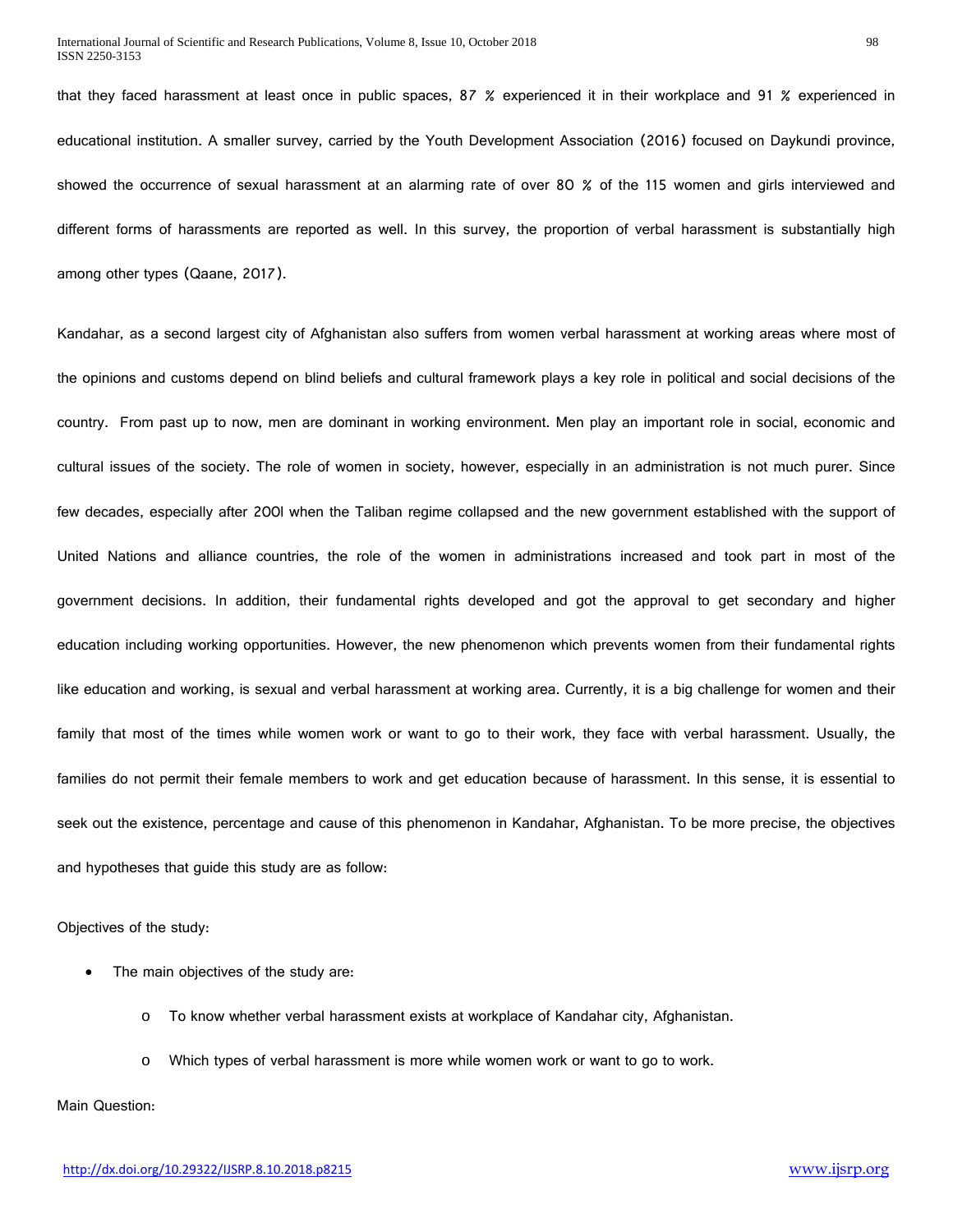that they faced harassment at least once in public spaces, 87 % experienced it in their workplace and 91 % experienced in educational institution. A smaller survey, carried by the Youth Development Association (2016) focused on Daykundi province, showed the occurrence of sexual harassment at an alarming rate of over 80 % of the 115 women and girls interviewed and different forms of harassments are reported as well. In this survey, the proportion of verbal harassment is substantially high among other types (Qaane, 2017).

Kandahar, as a second largest city of Afghanistan also suffers from women verbal harassment at working areas where most of the opinions and customs depend on blind beliefs and cultural framework plays a key role in political and social decisions of the country. From past up to now, men are dominant in working environment. Men play an important role in social, economic and cultural issues of the society. The role of women in society, however, especially in an administration is not much purer. Since few decades, especially after 2001 when the Taliban regime collapsed and the new government established with the support of United Nations and alliance countries, the role of the women in administrations increased and took part in most of the government decisions. In addition, their fundamental rights developed and got the approval to get secondary and higher education including working opportunities. However, the new phenomenon which prevents women from their fundamental rights like education and working, is sexual and verbal harassment at working area. Currently, it is a big challenge for women and their family that most of the times while women work or want to go to their work, they face with verbal harassment. Usually, the families do not permit their female members to work and get education because of harassment. In this sense, it is essential to seek out the existence, percentage and cause of this phenomenon in Kandahar, Afghanistan. To be more precise, the objectives and hypotheses that guide this study are as follow:

Objectives of the study:

- The main objectives of the study are:
  - To know whether verbal harassment exists at workplace of Kandahar city, Afghanistan.
  - Which types of verbal harassment is more while women work or want to go to work.

Main Question: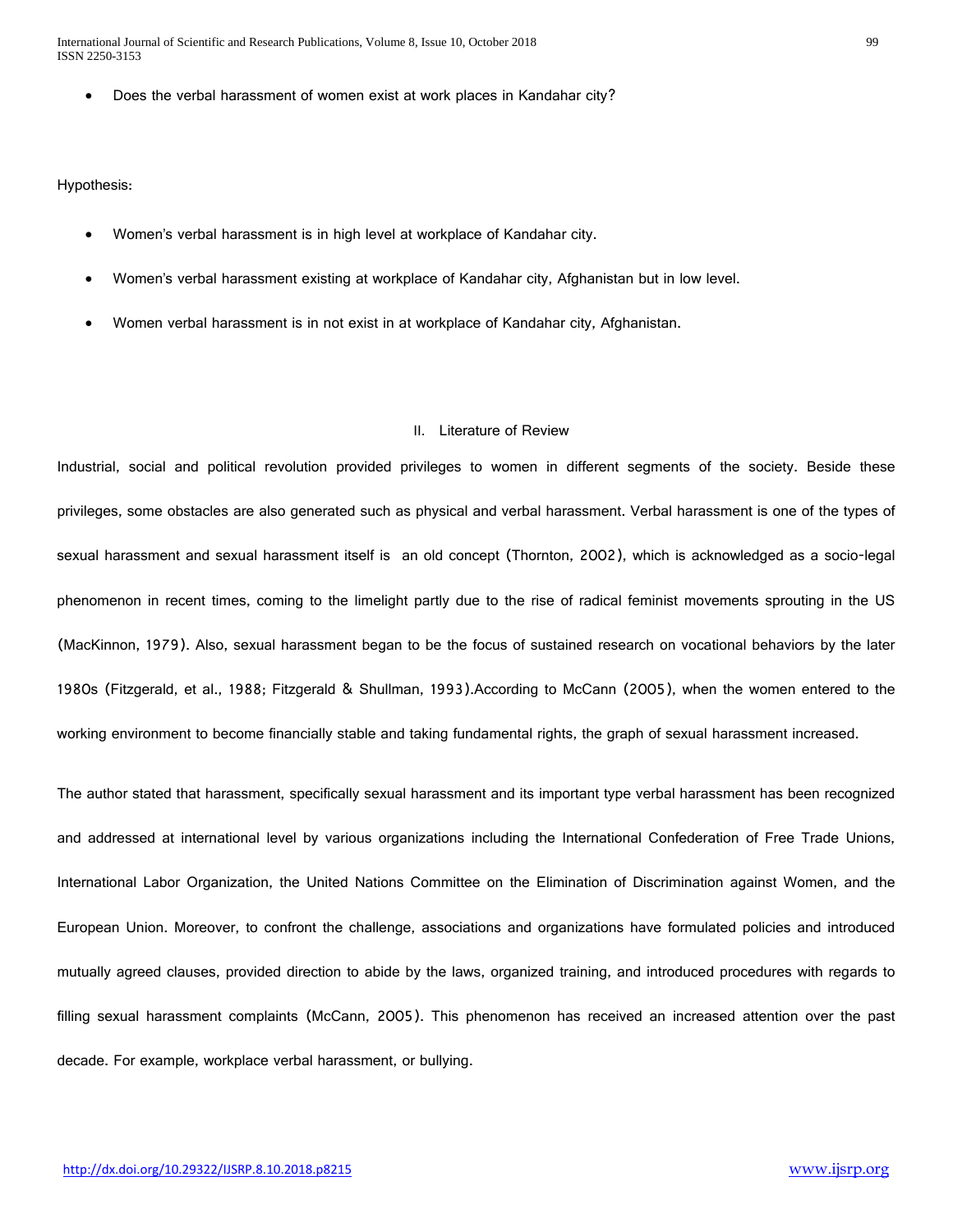- Does the verbal harassment of women exist at work places in Kandahar city?

Hypothesis:

- Women's verbal harassment is in high level at workplace of Kandahar city.
- Women's verbal harassment existing at workplace of Kandahar city, Afghanistan but in low level.
- Women verbal harassment is in not exist in at workplace of Kandahar city, Afghanistan.

## II. Literature of Review

Industrial, social and political revolution provided privileges to women in different segments of the society. Beside these privileges, some obstacles are also generated such as physical and verbal harassment. Verbal harassment is one of the types of sexual harassment and sexual harassment itself is an old concept (Thornton, 2002), which is acknowledged as a socio-legal phenomenon in recent times, coming to the limelight partly due to the rise of radical feminist movements sprouting in the US (MacKinnon, 1979). Also, sexual harassment began to be the focus of sustained research on vocational behaviors by the later 1980s (Fitzgerald, et al., 1988; Fitzgerald & Shullman, 1993).According to McCann (2005), when the women entered to the working environment to become financially stable and taking fundamental rights, the graph of sexual harassment increased.

The author stated that harassment, specifically sexual harassment and its important type verbal harassment has been recognized and addressed at international level by various organizations including the International Confederation of Free Trade Unions, International Labor Organization, the United Nations Committee on the Elimination of Discrimination against Women, and the European Union. Moreover, to confront the challenge, associations and organizations have formulated policies and introduced mutually agreed clauses, provided direction to abide by the laws, organized training, and introduced procedures with regards to filling sexual harassment complaints (McCann, 2005). This phenomenon has received an increased attention over the past decade. For example, workplace verbal harassment, or bullying.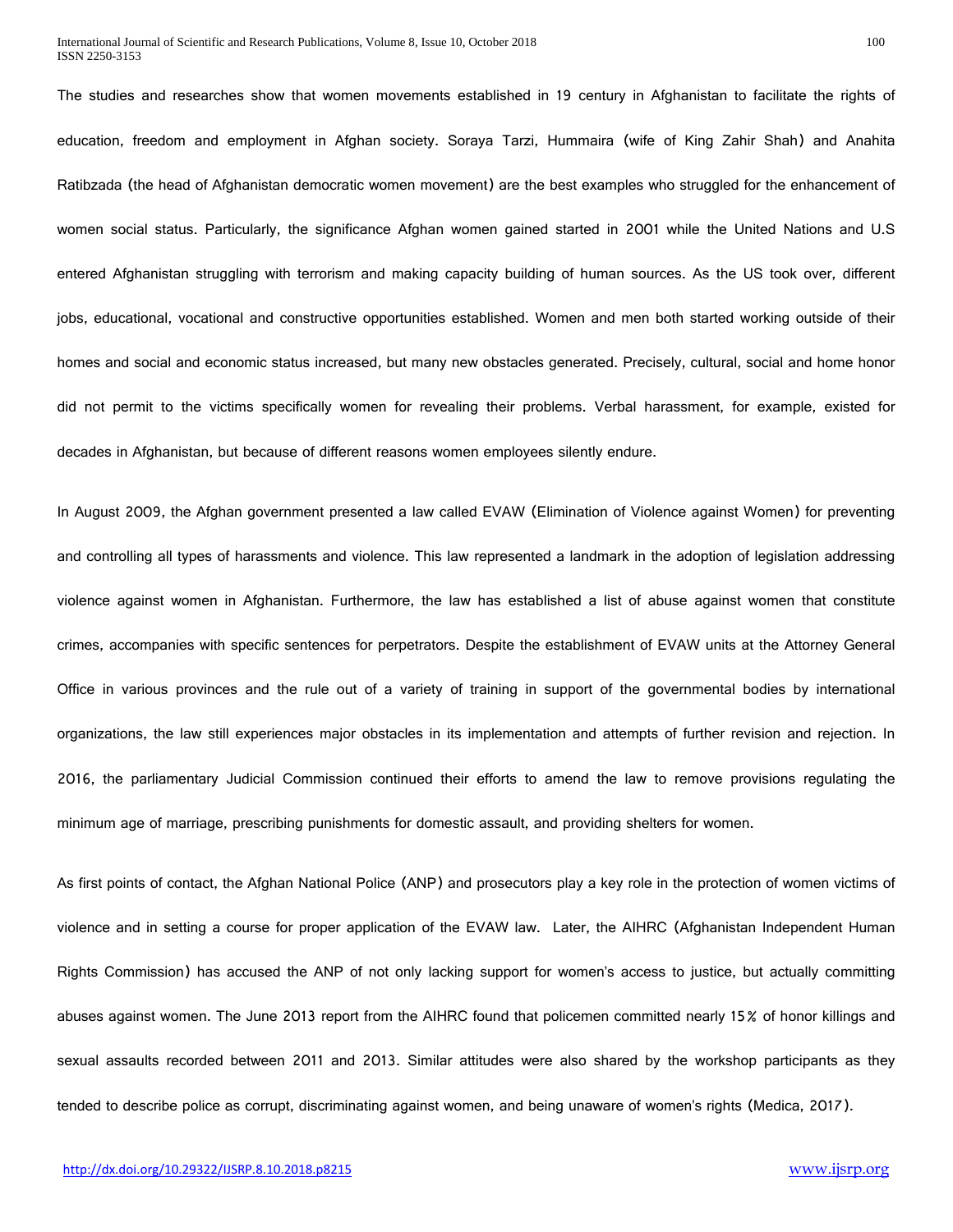The studies and researches show that women movements established in 19 century in Afghanistan to facilitate the rights of education, freedom and employment in Afghan society. Soraya Tarzi, Hummaira (wife of King Zahir Shah) and Anahita Ratibzada (the head of Afghanistan democratic women movement) are the best examples who struggled for the enhancement of women social status. Particularly, the significance Afghan women gained started in 2001 while the United Nations and U.S entered Afghanistan struggling with terrorism and making capacity building of human sources. As the US took over, different jobs, educational, vocational and constructive opportunities established. Women and men both started working outside of their homes and social and economic status increased, but many new obstacles generated. Precisely, cultural, social and home honor did not permit to the victims specifically women for revealing their problems. Verbal harassment, for example, existed for decades in Afghanistan, but because of different reasons women employees silently endure.

In August 2009, the Afghan government presented a law called EVAW (Elimination of Violence against Women) for preventing and controlling all types of harassments and violence. This law represented a landmark in the adoption of legislation addressing violence against women in Afghanistan. Furthermore, the law has established a list of abuse against women that constitute crimes, accompanies with specific sentences for perpetrators. Despite the establishment of EVAW units at the Attorney General Office in various provinces and the rule out of a variety of training in support of the governmental bodies by international organizations, the law still experiences major obstacles in its implementation and attempts of further revision and rejection. In 2016, the parliamentary Judicial Commission continued their efforts to amend the law to remove provisions regulating the minimum age of marriage, prescribing punishments for domestic assault, and providing shelters for women.

As first points of contact, the Afghan National Police (ANP) and prosecutors play a key role in the protection of women victims of violence and in setting a course for proper application of the EVAW law. Later, the AIHRC (Afghanistan Independent Human Rights Commission) has accused the ANP of not only lacking support for women's access to justice, but actually committing abuses against women. The June 2013 report from the AIHRC found that policemen committed nearly 15% of honor killings and sexual assaults recorded between 2011 and 2013. Similar attitudes were also shared by the workshop participants as they tended to describe police as corrupt, discriminating against women, and being unaware of women's rights (Medica, 2017).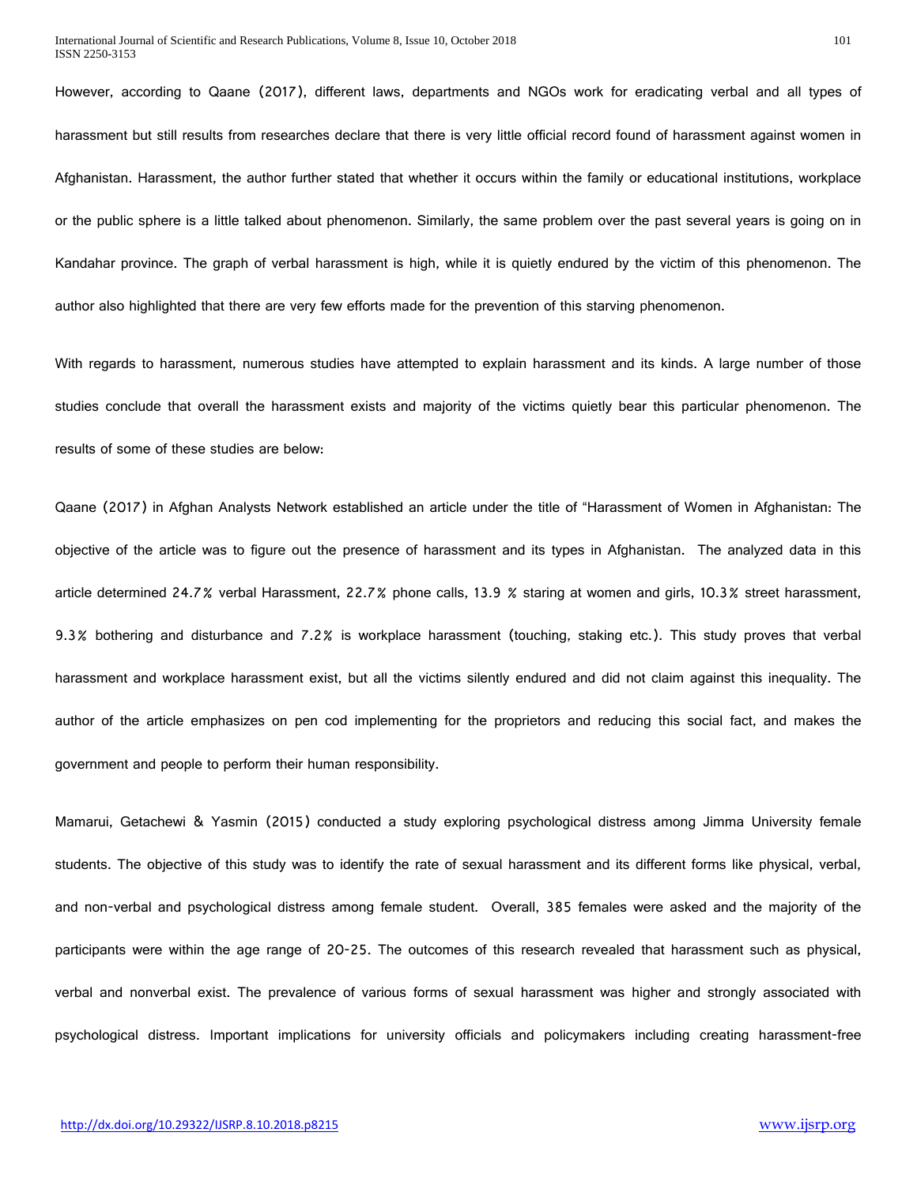However, according to Qaane (2017), different laws, departments and NGOs work for eradicating verbal and all types of harassment but still results from researches declare that there is very little official record found of harassment against women in Afghanistan. Harassment, the author further stated that whether it occurs within the family or educational institutions, workplace or the public sphere is a little talked about phenomenon. Similarly, the same problem over the past several years is going on in Kandahar province. The graph of verbal harassment is high, while it is quietly endured by the victim of this phenomenon. The author also highlighted that there are very few efforts made for the prevention of this starving phenomenon.

With regards to harassment, numerous studies have attempted to explain harassment and its kinds. A large number of those studies conclude that overall the harassment exists and majority of the victims quietly bear this particular phenomenon. The results of some of these studies are below:

Qaane (2017) in Afghan Analysts Network established an article under the title of "Harassment of Women in Afghanistan: The objective of the article was to figure out the presence of harassment and its types in Afghanistan. The analyzed data in this article determined 24.7% verbal Harassment, 22.7% phone calls, 13.9 % staring at women and girls, 10.3% street harassment, 9.3% bothering and disturbance and 7.2% is workplace harassment (touching, staking etc.). This study proves that verbal harassment and workplace harassment exist, but all the victims silently endured and did not claim against this inequality. The author of the article emphasizes on pen cod implementing for the proprietors and reducing this social fact, and makes the government and people to perform their human responsibility.

Mamarui, Getachewi & Yasmin (2015) conducted a study exploring psychological distress among Jimma University female students. The objective of this study was to identify the rate of sexual harassment and its different forms like physical, verbal, and non-verbal and psychological distress among female student. Overall, 385 females were asked and the majority of the participants were within the age range of 20-25. The outcomes of this research revealed that harassment such as physical, verbal and nonverbal exist. The prevalence of various forms of sexual harassment was higher and strongly associated with psychological distress. Important implications for university officials and policymakers including creating harassment-free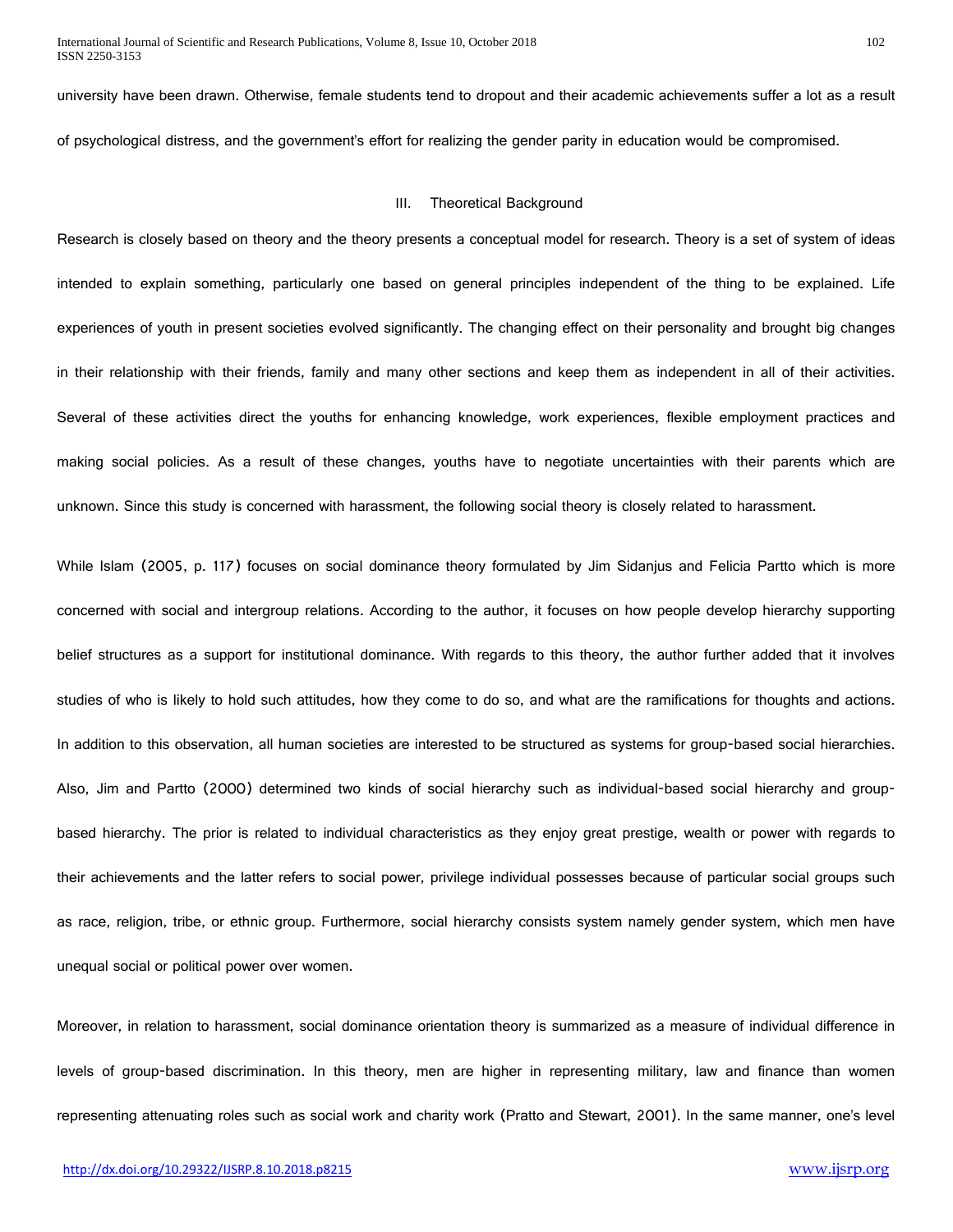university have been drawn. Otherwise, female students tend to dropout and their academic achievements suffer a lot as a result of psychological distress, and the government's effort for realizing the gender parity in education would be compromised.

## III. Theoretical Background

Research is closely based on theory and the theory presents a conceptual model for research. Theory is a set of system of ideas intended to explain something, particularly one based on general principles independent of the thing to be explained. Life experiences of youth in present societies evolved significantly. The changing effect on their personality and brought big changes in their relationship with their friends, family and many other sections and keep them as independent in all of their activities. Several of these activities direct the youths for enhancing knowledge, work experiences, flexible employment practices and making social policies. As a result of these changes, youths have to negotiate uncertainties with their parents which are unknown. Since this study is concerned with harassment, the following social theory is closely related to harassment.

While Islam (2005, p. 117) focuses on social dominance theory formulated by Jim Sidanjus and Felicia Partto which is more concerned with social and intergroup relations. According to the author, it focuses on how people develop hierarchy supporting belief structures as a support for institutional dominance. With regards to this theory, the author further added that it involves studies of who is likely to hold such attitudes, how they come to do so, and what are the ramifications for thoughts and actions. In addition to this observation, all human societies are interested to be structured as systems for group-based social hierarchies. Also, Jim and Partto (2000) determined two kinds of social hierarchy such as individual-based social hierarchy and group-based hierarchy. The prior is related to individual characteristics as they enjoy great prestige, wealth or power with regards to their achievements and the latter refers to social power, privilege individual possesses because of particular social groups such as race, religion, tribe, or ethnic group. Furthermore, social hierarchy consists system namely gender system, which men have unequal social or political power over women.

Moreover, in relation to harassment, social dominance orientation theory is summarized as a measure of individual difference in levels of group-based discrimination. In this theory, men are higher in representing military, law and finance than women representing attenuating roles such as social work and charity work (Pratto and Stewart, 2001). In the same manner, one's level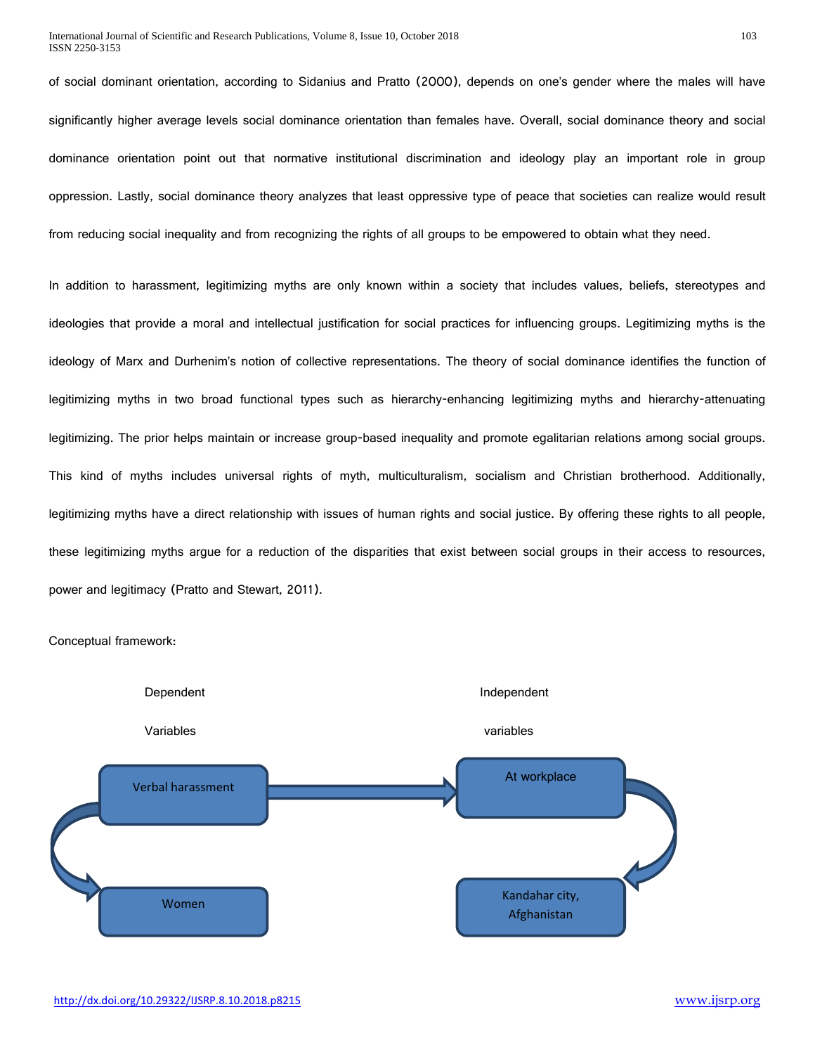of social dominant orientation, according to Sidanius and Pratto (2000), depends on one's gender where the males will have significantly higher average levels social dominance orientation than females have. Overall, social dominance theory and social dominance orientation point out that normative institutional discrimination and ideology play an important role in group oppression. Lastly, social dominance theory analyzes that least oppressive type of peace that societies can realize would result from reducing social inequality and from recognizing the rights of all groups to be empowered to obtain what they need.

In addition to harassment, legitimizing myths are only known within a society that includes values, beliefs, stereotypes and ideologies that provide a moral and intellectual justification for social practices for influencing groups. Legitimizing myths is the ideology of Marx and Durhenim's notion of collective representations. The theory of social dominance identifies the function of legitimizing myths in two broad functional types such as hierarchy-enhancing legitimizing myths and hierarchy-attenuating legitimizing. The prior helps maintain or increase group-based inequality and promote egalitarian relations among social groups. This kind of myths includes universal rights of myth, multiculturalism, socialism and Christian brotherhood. Additionally, legitimizing myths have a direct relationship with issues of human rights and social justice. By offering these rights to all people, these legitimizing myths argue for a reduction of the disparities that exist between social groups in their access to resources, power and legitimacy (Pratto and Stewart, 2011).

Conceptual framework:

Dependent Variables

Independent variables

Verbal harassment → At workplace

Verbal harassment → Women

At workplace → Kandahar city, Afghanistan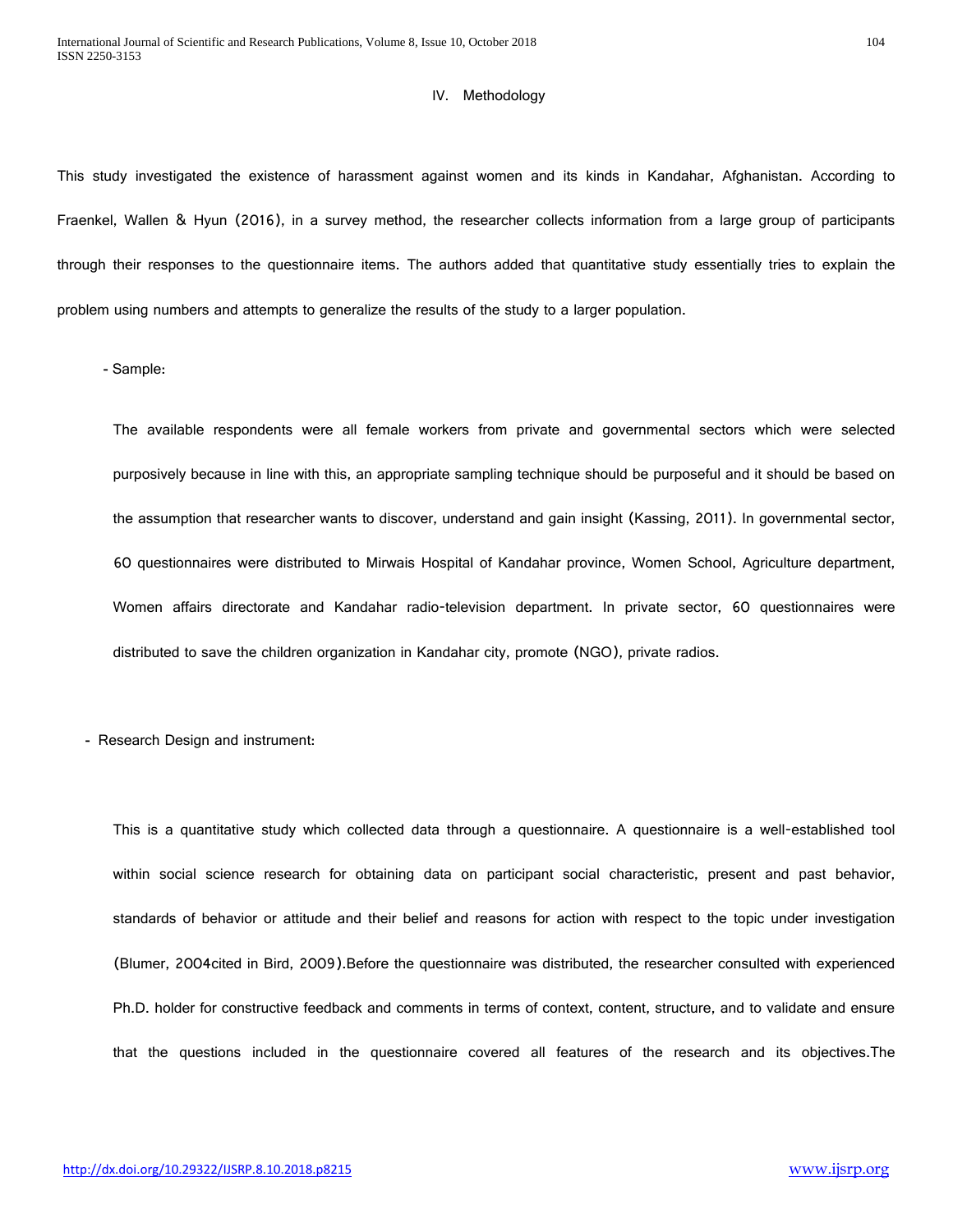## IV. Methodology

This study investigated the existence of harassment against women and its kinds in Kandahar, Afghanistan. According to Fraenkel, Wallen & Hyun (2016), in a survey method, the researcher collects information from a large group of participants through their responses to the questionnaire items. The authors added that quantitative study essentially tries to explain the problem using numbers and attempts to generalize the results of the study to a larger population.

- Sample:

The available respondents were all female workers from private and governmental sectors which were selected purposively because in line with this, an appropriate sampling technique should be purposeful and it should be based on the assumption that researcher wants to discover, understand and gain insight (Kassing, 2011). In governmental sector, 60 questionnaires were distributed to Mirwais Hospital of Kandahar province, Women School, Agriculture department, Women affairs directorate and Kandahar radio-television department. In private sector, 60 questionnaires were distributed to save the children organization in Kandahar city, promote (NGO), private radios.

- Research Design and instrument:

This is a quantitative study which collected data through a questionnaire. A questionnaire is a well-established tool within social science research for obtaining data on participant social characteristic, present and past behavior, standards of behavior or attitude and their belief and reasons for action with respect to the topic under investigation (Blumer, 2004cited in Bird, 2009).Before the questionnaire was distributed, the researcher consulted with experienced Ph.D. holder for constructive feedback and comments in terms of context, content, structure, and to validate and ensure that the questions included in the questionnaire covered all features of the research and its objectives.The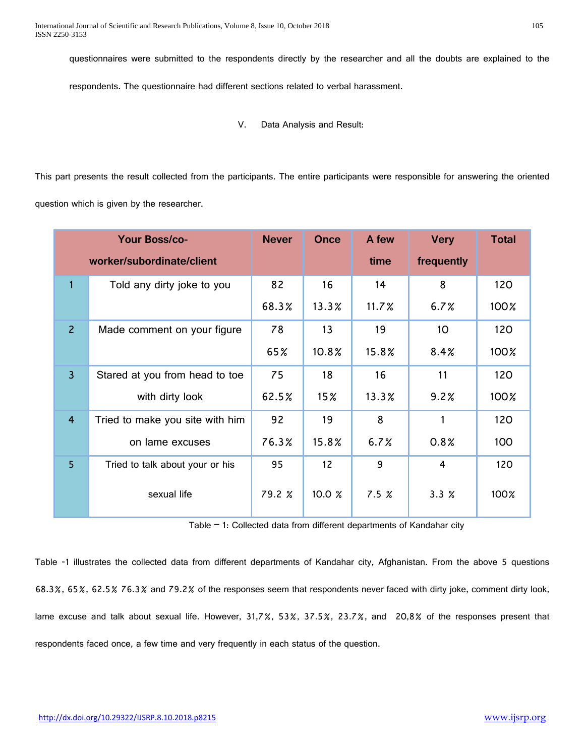questionnaires were submitted to the respondents directly by the researcher and all the doubts are explained to the respondents. The questionnaire had different sections related to verbal harassment.

## V. Data Analysis and Result:

This part presents the result collected from the participants. The entire participants were responsible for answering the oriented question which is given by the researcher.

| | Your Boss/co-worker/subordinate/client | Never | Once | A few time | Very frequently | Total |
|---|---|---|---|---|---|---|
| 1 | Told any dirty joke to you | 82<br>68.3% | 16<br>13.3% | 14<br>11.7% | 8<br>6.7% | 120<br>100% |
| 2 | Made comment on your figure | 78<br>65% | 13<br>10.8% | 19<br>15.8% | 10<br>8.4% | 120<br>100% |
| 3 | Stared at you from head to toe with dirty look | 75<br>62.5% | 18<br>15% | 16<br>13.3% | 11<br>9.2% | 120<br>100% |
| 4 | Tried to make you site with him on lame excuses | 92<br>76.3% | 19<br>15.8% | 8<br>6.7% | 1<br>0.8% | 120<br>100 |
| 5 | Tried to talk about your or his sexual life | 95<br>79.2 % | 12<br>10.0 % | 9<br>7.5 % | 4<br>3.3 % | 120<br>100% |

Table – 1: Collected data from different departments of Kandahar city

Table -1 illustrates the collected data from different departments of Kandahar city, Afghanistan. From the above 5 questions 68.3%, 65%, 62.5% 76.3% and 79.2% of the responses seem that respondents never faced with dirty joke, comment dirty look, lame excuse and talk about sexual life. However, 31,7%, 53%, 37.5%, 23.7%, and 20,8% of the responses present that respondents faced once, a few time and very frequently in each status of the question.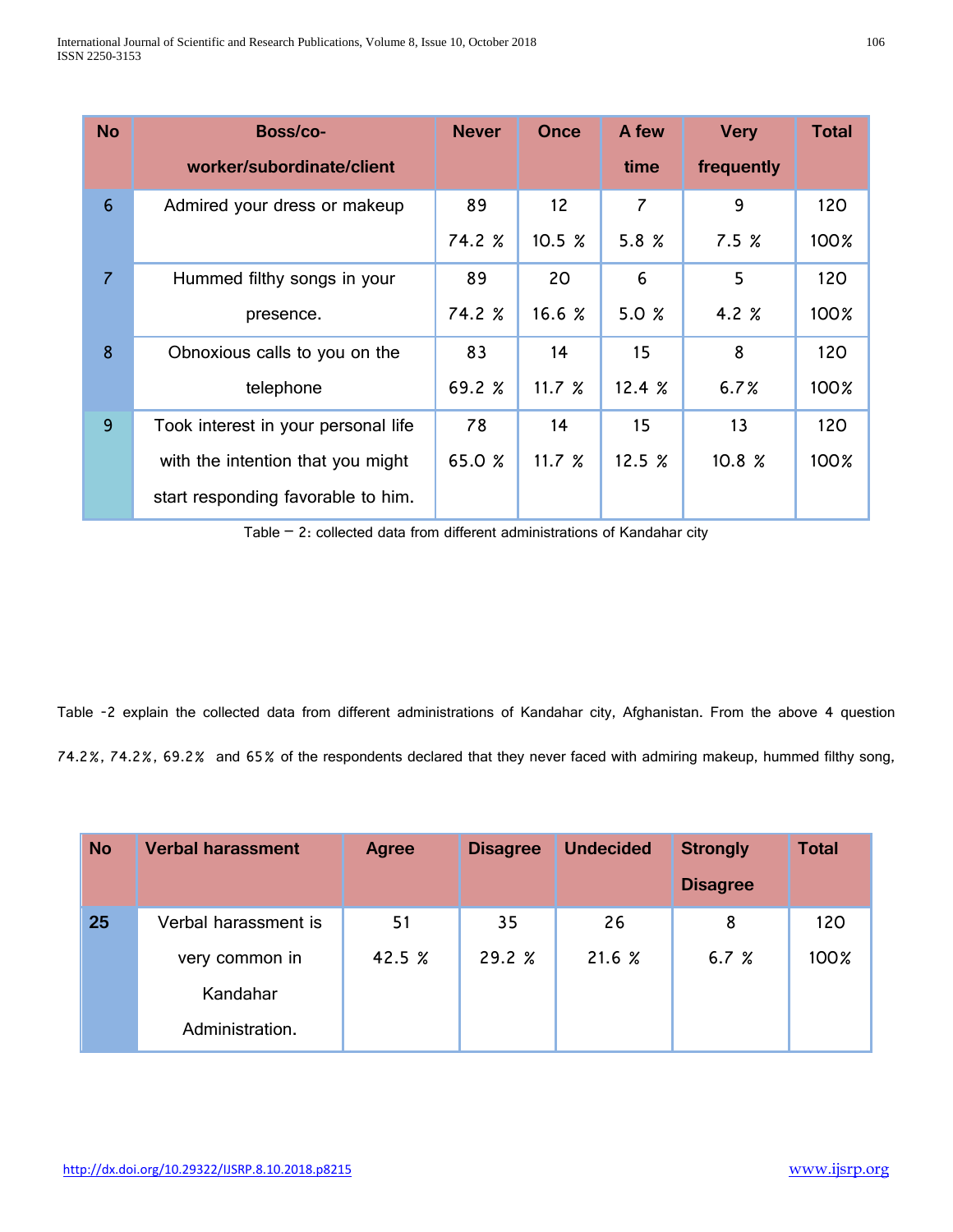| No | Boss/co-worker/subordinate/client | Never | Once | A few time | Very frequently | Total |
|---|---|---|---|---|---|---|
| 6 | Admired your dress or makeup | 89<br>74.2 % | 12<br>10.5 % | 7<br>5.8 % | 9<br>7.5 % | 120<br>100% |
| 7 | Hummed filthy songs in your presence. | 89<br>74.2 % | 20<br>16.6 % | 6<br>5.0 % | 5<br>4.2 % | 120<br>100% |
| 8 | Obnoxious calls to you on the telephone | 83<br>69.2 % | 14<br>11.7 % | 15<br>12.4 % | 8<br>6.7% | 120<br>100% |
| 9 | Took interest in your personal life with the intention that you might start responding favorable to him. | 78<br>65.0 % | 14<br>11.7 % | 15<br>12.5 % | 13<br>10.8 % | 120<br>100% |

Table – 2: collected data from different administrations of Kandahar city

Table -2 explain the collected data from different administrations of Kandahar city, Afghanistan. From the above 4 question 74.2%, 74.2%, 69.2% and 65% of the respondents declared that they never faced with admiring makeup, hummed filthy song,

| No | Verbal harassment | Agree | Disagree | Undecided | Strongly Disagree | Total |
|---|---|---|---|---|---|---|
| 25 | Verbal harassment is very common in Kandahar Administration. | 51<br>42.5 % | 35<br>29.2 % | 26<br>21.6 % | 8<br>6.7 % | 120<br>100% |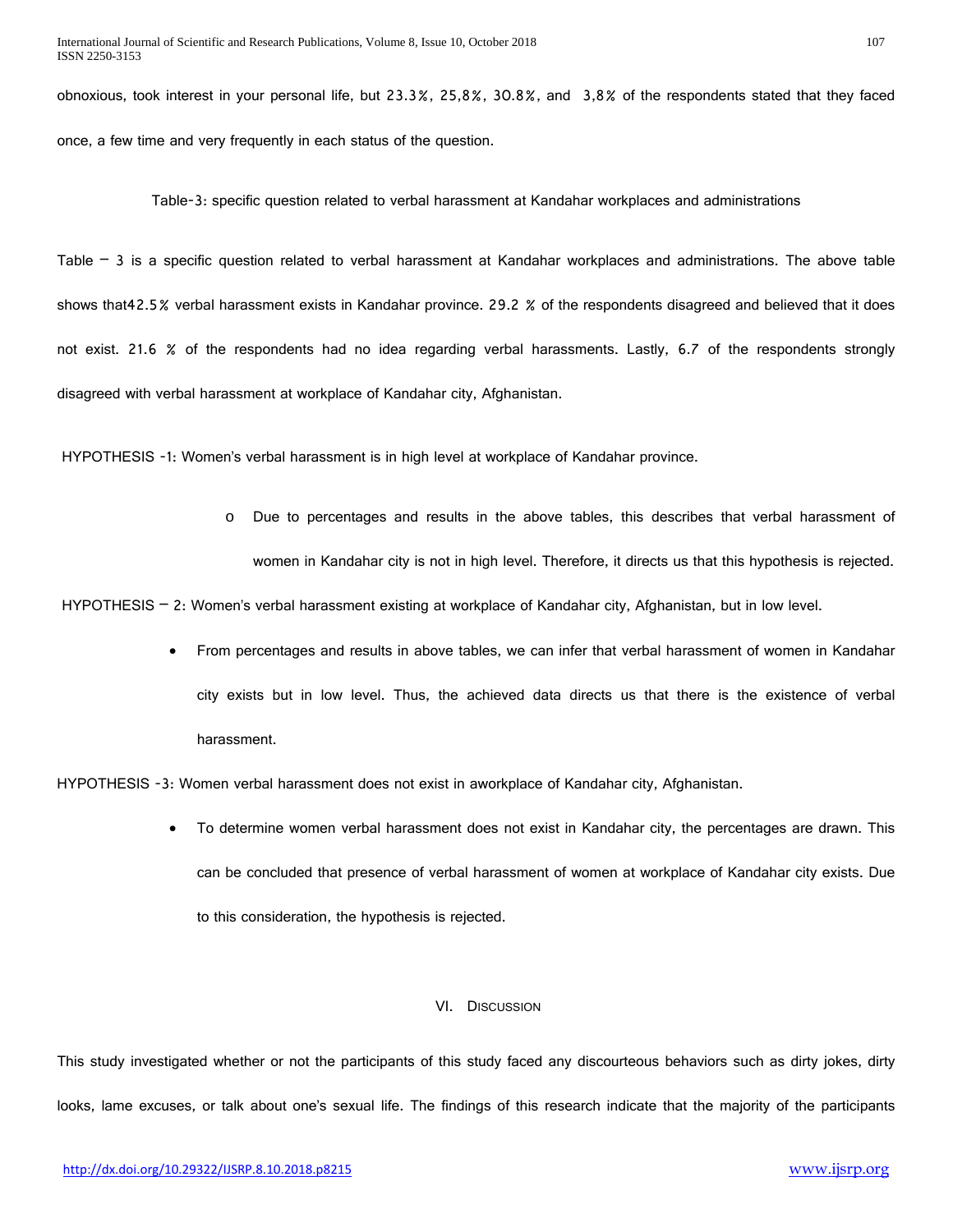obnoxious, took interest in your personal life, but 23.3%, 25,8%, 30.8%, and 3,8% of the respondents stated that they faced once, a few time and very frequently in each status of the question.

Table-3: specific question related to verbal harassment at Kandahar workplaces and administrations

Table – 3 is a specific question related to verbal harassment at Kandahar workplaces and administrations. The above table shows that42.5% verbal harassment exists in Kandahar province. 29.2 % of the respondents disagreed and believed that it does not exist. 21.6 % of the respondents had no idea regarding verbal harassments. Lastly, 6.7 of the respondents strongly disagreed with verbal harassment at workplace of Kandahar city, Afghanistan.

HYPOTHESIS -1: Women's verbal harassment is in high level at workplace of Kandahar province.

- Due to percentages and results in the above tables, this describes that verbal harassment of women in Kandahar city is not in high level. Therefore, it directs us that this hypothesis is rejected.

HYPOTHESIS – 2: Women's verbal harassment existing at workplace of Kandahar city, Afghanistan, but in low level.

- From percentages and results in above tables, we can infer that verbal harassment of women in Kandahar city exists but in low level. Thus, the achieved data directs us that there is the existence of verbal harassment.

HYPOTHESIS -3: Women verbal harassment does not exist in aworkplace of Kandahar city, Afghanistan.

- To determine women verbal harassment does not exist in Kandahar city, the percentages are drawn. This can be concluded that presence of verbal harassment of women at workplace of Kandahar city exists. Due to this consideration, the hypothesis is rejected.

## VI. Discussion

This study investigated whether or not the participants of this study faced any discourteous behaviors such as dirty jokes, dirty looks, lame excuses, or talk about one's sexual life. The findings of this research indicate that the majority of the participants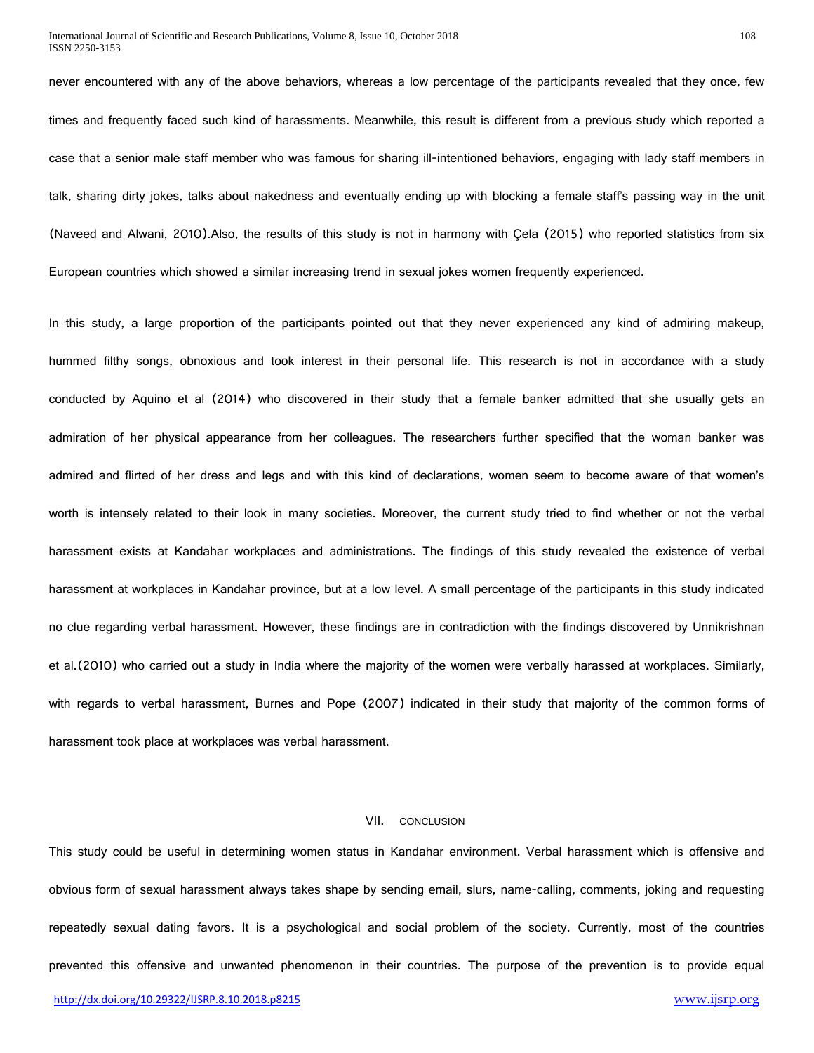never encountered with any of the above behaviors, whereas a low percentage of the participants revealed that they once, few times and frequently faced such kind of harassments. Meanwhile, this result is different from a previous study which reported a case that a senior male staff member who was famous for sharing ill-intentioned behaviors, engaging with lady staff members in talk, sharing dirty jokes, talks about nakedness and eventually ending up with blocking a female staff's passing way in the unit (Naveed and Alwani, 2010).Also, the results of this study is not in harmony with Çela (2015) who reported statistics from six European countries which showed a similar increasing trend in sexual jokes women frequently experienced.

In this study, a large proportion of the participants pointed out that they never experienced any kind of admiring makeup, hummed filthy songs, obnoxious and took interest in their personal life. This research is not in accordance with a study conducted by Aquino et al (2014) who discovered in their study that a female banker admitted that she usually gets an admiration of her physical appearance from her colleagues. The researchers further specified that the woman banker was admired and flirted of her dress and legs and with this kind of declarations, women seem to become aware of that women's worth is intensely related to their look in many societies. Moreover, the current study tried to find whether or not the verbal harassment exists at Kandahar workplaces and administrations. The findings of this study revealed the existence of verbal harassment at workplaces in Kandahar province, but at a low level. A small percentage of the participants in this study indicated no clue regarding verbal harassment. However, these findings are in contradiction with the findings discovered by Unnikrishnan et al.(2010) who carried out a study in India where the majority of the women were verbally harassed at workplaces. Similarly, with regards to verbal harassment, Burnes and Pope (2007) indicated in their study that majority of the common forms of harassment took place at workplaces was verbal harassment.

## VII. CONCLUSION

This study could be useful in determining women status in Kandahar environment. Verbal harassment which is offensive and obvious form of sexual harassment always takes shape by sending email, slurs, name-calling, comments, joking and requesting repeatedly sexual dating favors. It is a psychological and social problem of the society. Currently, most of the countries prevented this offensive and unwanted phenomenon in their countries. The purpose of the prevention is to provide equal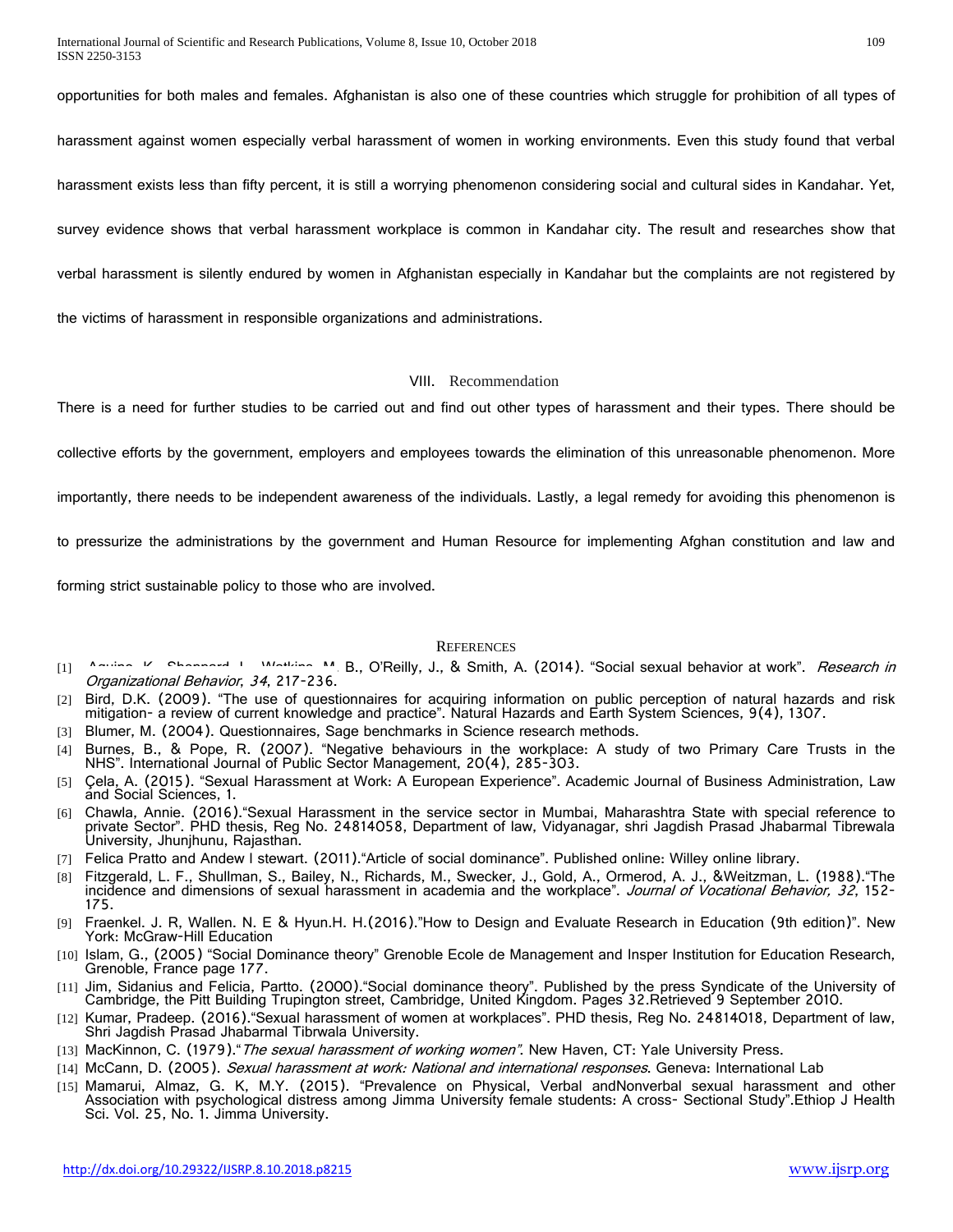opportunities for both males and females. Afghanistan is also one of these countries which struggle for prohibition of all types of harassment against women especially verbal harassment of women in working environments. Even this study found that verbal harassment exists less than fifty percent, it is still a worrying phenomenon considering social and cultural sides in Kandahar. Yet, survey evidence shows that verbal harassment workplace is common in Kandahar city. The result and researches show that verbal harassment is silently endured by women in Afghanistan especially in Kandahar but the complaints are not registered by the victims of harassment in responsible organizations and administrations.

## VIII. Recommendation

There is a need for further studies to be carried out and find out other types of harassment and their types. There should be collective efforts by the government, employers and employees towards the elimination of this unreasonable phenomenon. More importantly, there needs to be independent awareness of the individuals. Lastly, a legal remedy for avoiding this phenomenon is to pressurize the administrations by the government and Human Resource for implementing Afghan constitution and law and forming strict sustainable policy to those who are involved.

## References

[1] Aquino, K., Sheppard, L., Watkins, M. B., O'Reilly, J., & Smith, A. (2014). "Social sexual behavior at work". *Research in Organizational Behavior*, *34*, 217-236.

[2] Bird, D.K. (2009). "The use of questionnaires for acquiring information on public perception of natural hazards and risk mitigation- a review of current knowledge and practice". Natural Hazards and Earth System Sciences, 9(4), 1307.

[3] Blumer, M. (2004). Questionnaires, Sage benchmarks in Science research methods.

[4] Burnes, B., & Pope, R. (2007). "Negative behaviours in the workplace: A study of two Primary Care Trusts in the NHS". International Journal of Public Sector Management, 20(4), 285-303.

[5] Çela, A. (2015). "Sexual Harassment at Work: A European Experience". Academic Journal of Business Administration, Law and Social Sciences, 1.

[6] Chawla, Annie. (2016)."Sexual Harassment in the service sector in Mumbai, Maharashtra State with special reference to private Sector". PHD thesis, Reg No. 24814058, Department of law, Vidyanagar, shri Jagdish Prasad Jhabarmal Tibrewala University, Jhunjhunu, Rajasthan.

[7] Felica Pratto and Andew l stewart. (2011)."Article of social dominance". Published online: Willey online library.

[8] Fitzgerald, L. F., Shullman, S., Bailey, N., Richards, M., Swecker, J., Gold, A., Ormerod, A. J., &Weitzman, L. (1988)."The incidence and dimensions of sexual harassment in academia and the workplace". *Journal of Vocational Behavior, 32*, 152-175.

[9] Fraenkel. J. R, Wallen. N. E & Hyun.H. H.(2016)."How to Design and Evaluate Research in Education (9th edition)". New York: McGraw-Hill Education

[10] Islam, G., (2005) "Social Dominance theory" Grenoble Ecole de Management and Insper Institution for Education Research, Grenoble, France page 177.

[11] Jim, Sidanius and Felicia, Partto. (2000)."Social dominance theory". Published by the press Syndicate of the University of Cambridge, the Pitt Building Trupington street, Cambridge, United Kingdom. Pages 32.Retrieved 9 September 2010.

[12] Kumar, Pradeep. (2016)."Sexual harassment of women at workplaces". PHD thesis, Reg No. 24814018, Department of law, Shri Jagdish Prasad Jhabarmal Tibrwala University.

[13] MacKinnon, C. (1979)."*The sexual harassment of working women*". New Haven, CT: Yale University Press.

[14] McCann, D. (2005). *Sexual harassment at work: National and international responses*. Geneva: International Lab

[15] Mamarui, Almaz, G. K, M.Y. (2015). "Prevalence on Physical, Verbal andNonverbal sexual harassment and other Association with psychological distress among Jimma University female students: A cross- Sectional Study".Ethiop J Health Sci. Vol. 25, No. 1. Jimma University.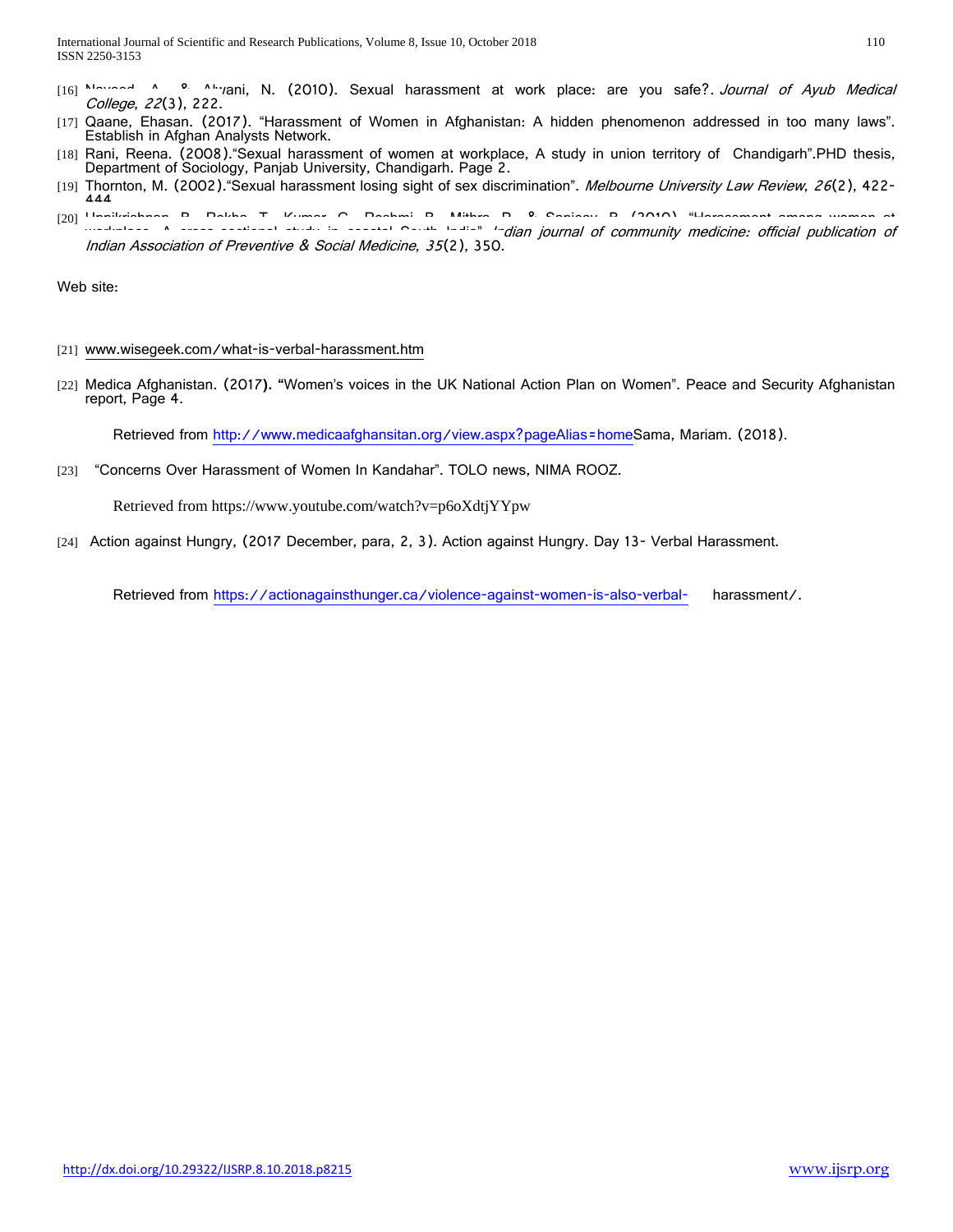[16] Naveed, A., & Alvani, N. (2010). Sexual harassment at work place: are you safe?. *Journal of Ayub Medical College*, *22*(3), 222.

[17] Qaane, Ehasan. (2017). "Harassment of Women in Afghanistan: A hidden phenomenon addressed in too many laws". Establish in Afghan Analysts Network.

[18] Rani, Reena. (2008)."Sexual harassment of women at workplace, A study in union territory of Chandigarh".PHD thesis, Department of Sociology, Panjab University, Chandigarh. Page 2.

[19] Thornton, M. (2002)."Sexual harassment losing sight of sex discrimination". *Melbourne University Law Review*, *26*(2), 422-444

[20] Unnikrishnan, B., Rekha, T., Kumar, G., Reshmi, B., Mithra, P., & Sanjeev, B. (2010). "Harassment among women at workplace: A cross-sectional study in coastal South India". *Indian journal of community medicine: official publication of Indian Association of Preventive & Social Medicine*, *35*(2), 350.

Web site:

[21] www.wisegeek.com/what-is-verbal-harassment.htm

[22] Medica Afghanistan. (2017). "Women's voices in the UK National Action Plan on Women". Peace and Security Afghanistan report, Page 4.

Retrieved from http://www.medicaafghansitan.org/view.aspx?pageAlias=homeSama, Mariam. (2018).

[23] "Concerns Over Harassment of Women In Kandahar". TOLO news, NIMA ROOZ.

Retrieved from https://www.youtube.com/watch?v=p6oXdtjYYpw

[24] Action against Hungry, (2017 December, para, 2, 3). Action against Hungry. Day 13- Verbal Harassment.

Retrieved from https://actionagainsthunger.ca/violence-against-women-is-also-verbal- harassment/.